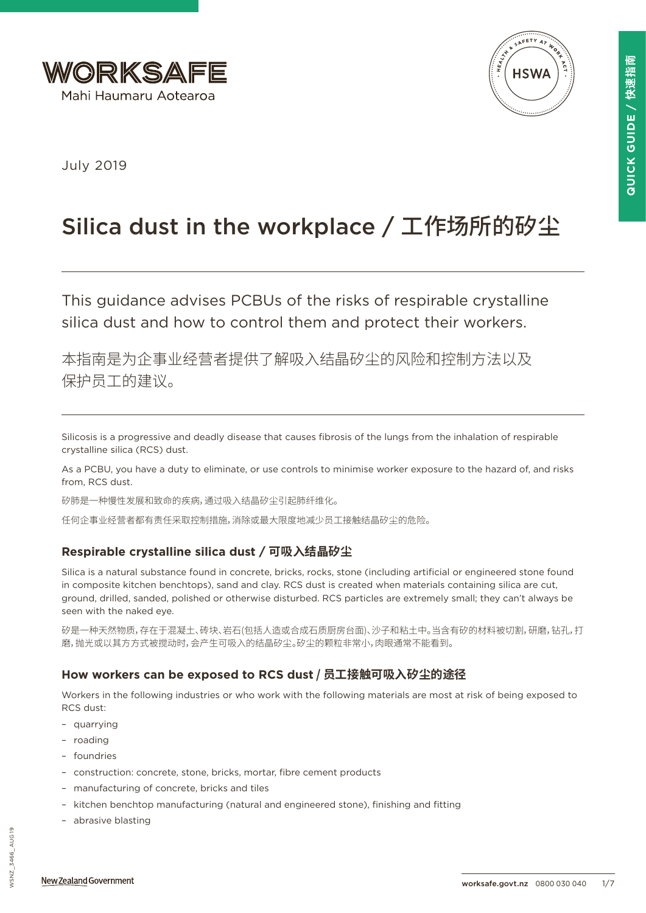WORKSAFE
Mahi Haumaru Aotearoa

July 2019

# Silica dust in the workplace / 工作场所的矽尘

This guidance advises PCBUs of the risks of respirable crystalline silica dust and how to control them and protect their workers.

本指南是为企事业经营者提供了解吸入结晶矽尘的风险和控制方法以及保护员工的建议。

Silicosis is a progressive and deadly disease that causes fibrosis of the lungs from the inhalation of respirable crystalline silica (RCS) dust.

As a PCBU, you have a duty to eliminate, or use controls to minimise worker exposure to the hazard of, and risks from, RCS dust.

矽肺是一种慢性发展和致命的疾病，通过吸入结晶矽尘引起肺纤维化。

任何企事业经营者都有责任采取控制措施，消除或最大限度地减少员工接触结晶矽尘的危险。

## Respirable crystalline silica dust / 可吸入结晶矽尘

Silica is a natural substance found in concrete, bricks, rocks, stone (including artificial or engineered stone found in composite kitchen benchtops), sand and clay. RCS dust is created when materials containing silica are cut, ground, drilled, sanded, polished or otherwise disturbed. RCS particles are extremely small; they can't always be seen with the naked eye.

矽是一种天然物质，存在于混凝土、砖块、岩石(包括人造或合成石质厨房台面)、沙子和粘土中。当含有矽的材料被切割，研磨，钻孔，打磨，抛光或以其方方式被搅动时，会产生可吸入的结晶矽尘。矽尘的颗粒非常小，肉眼通常不能看到。

## How workers can be exposed to RCS dust / 员工接触可吸入矽尘的途径

Workers in the following industries or who work with the following materials are most at risk of being exposed to RCS dust:

- quarrying
- roading
- foundries
- construction: concrete, stone, bricks, mortar, fibre cement products
- manufacturing of concrete, bricks and tiles
- kitchen benchtop manufacturing (natural and engineered stone), finishing and fitting
- abrasive blasting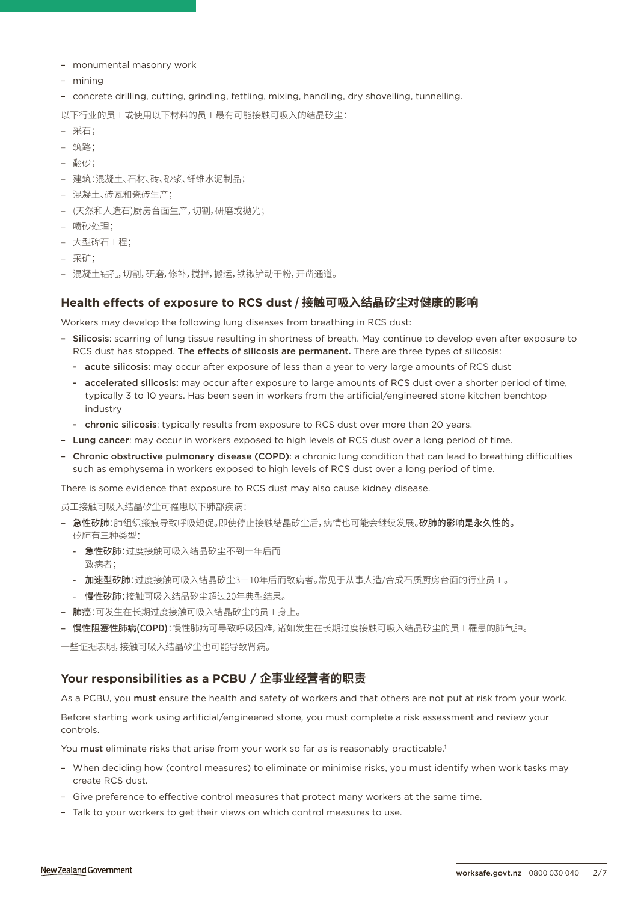- monumental masonry work
- mining
- concrete drilling, cutting, grinding, fettling, mixing, handling, dry shovelling, tunnelling.

以下行业的员工或使用以下材料的员工最有可能接触可吸入的结晶矽尘：

- 采石；
- 筑路；
- 翻砂；
- 建筑：混凝土、石材、砖、砂浆、纤维水泥制品；
- 混凝土、砖瓦和瓷砖生产；
- (天然和人造石)厨房台面生产，切割，研磨或抛光；
- 喷砂处理；
- 大型碑石工程；
- 采矿；
- 混凝土钻孔，切割，研磨，修补，搅拌，搬运，铁锹铲动干粉，开凿通道。

## Health effects of exposure to RCS dust / 接触可吸入结晶矽尘对健康的影响

Workers may develop the following lung diseases from breathing in RCS dust:

- **Silicosis**: scarring of lung tissue resulting in shortness of breath. May continue to develop even after exposure to RCS dust has stopped. **The effects of silicosis are permanent.** There are three types of silicosis:
  - **acute silicosis**: may occur after exposure of less than a year to very large amounts of RCS dust
  - **accelerated silicosis:** may occur after exposure to large amounts of RCS dust over a shorter period of time, typically 3 to 10 years. Has been seen in workers from the artificial/engineered stone kitchen benchtop industry
  - **chronic silicosis**: typically results from exposure to RCS dust over more than 20 years.
- **Lung cancer**: may occur in workers exposed to high levels of RCS dust over a long period of time.
- **Chronic obstructive pulmonary disease (COPD)**: a chronic lung condition that can lead to breathing difficulties such as emphysema in workers exposed to high levels of RCS dust over a long period of time.

There is some evidence that exposure to RCS dust may also cause kidney disease.

员工接触可吸入结晶矽尘可罹患以下肺部疾病：

- **急性矽肺**：肺组织瘢痕导致呼吸短促。即使停止接触结晶矽尘后，病情也可能会继续发展。**矽肺的影响是永久性的。** 矽肺有三种类型：
  - **急性矽肺**：过度接触可吸入结晶矽尘不到一年后而致病者；
  - **加速型矽肺**：过度接触可吸入结晶矽尘3－10年后而致病者。常见于从事人造/合成石质厨房台面的行业员工。
  - **慢性矽肺**：接触可吸入结晶矽尘超过20年典型结果。
- **肺癌**：可发生在长期过度接触可吸入结晶矽尘的员工身上。
- **慢性阻塞性肺病(COPD)**：慢性肺病可导致呼吸困难，诸如发生在长期过度接触可吸入结晶矽尘的员工罹患的肺气肿。

一些证据表明，接触可吸入结晶矽尘也可能导致肾病。

## Your responsibilities as a PCBU / 企事业经营者的职责

As a PCBU, you **must** ensure the health and safety of workers and that others are not put at risk from your work.

Before starting work using artificial/engineered stone, you must complete a risk assessment and review your controls.

You **must** eliminate risks that arise from your work so far as is reasonably practicable.[1]

- When deciding how (control measures) to eliminate or minimise risks, you must identify when work tasks may create RCS dust.
- Give preference to effective control measures that protect many workers at the same time.
- Talk to your workers to get their views on which control measures to use.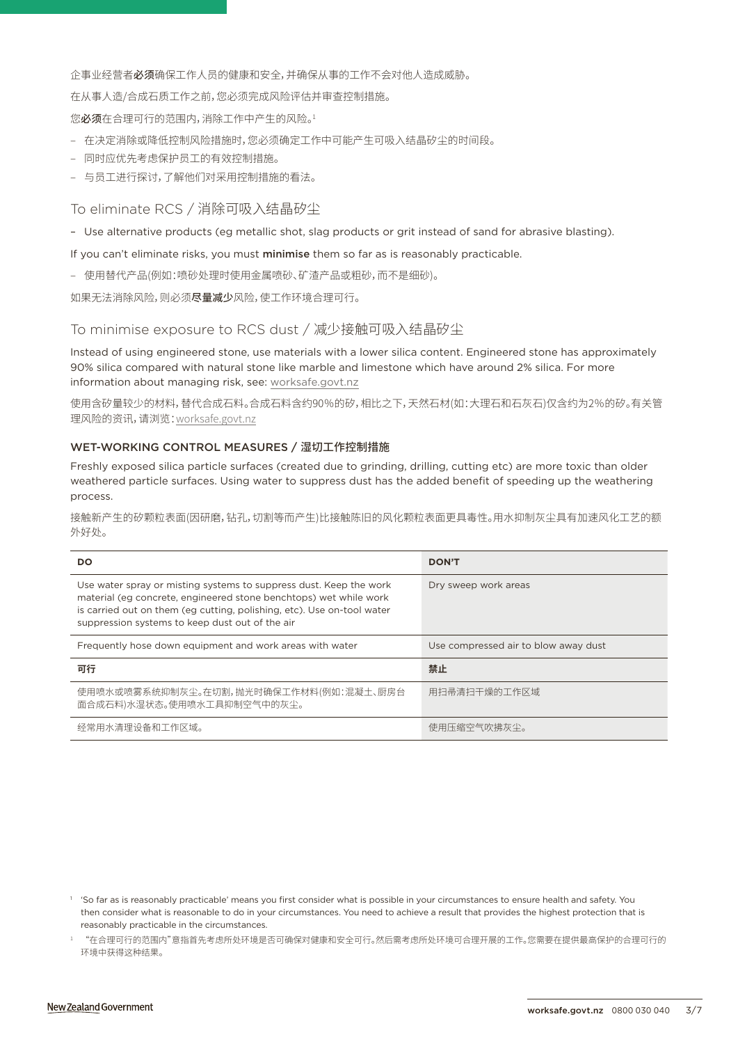企事业经营者**必须**确保工作人员的健康和安全，并确保从事的工作不会对他人造成威胁。

在从事人造/合成石质工作之前，您必须完成风险评估并审查控制措施。

您**必须**在合理可行的范围内，消除工作中产生的风险。[1]

- 在决定消除或降低控制风险措施时，您必须确定工作中可能产生可吸入结晶矽尘的时间段。
- 同时应优先考虑保护员工的有效控制措施。
- 与员工进行探讨，了解他们对采用控制措施的看法。

## To eliminate RCS / 消除可吸入结晶矽尘

- Use alternative products (eg metallic shot, slag products or grit instead of sand for abrasive blasting).

If you can't eliminate risks, you must **minimise** them so far as is reasonably practicable.

- 使用替代产品(例如：喷砂处理时使用金属喷砂、矿渣产品或粗砂，而不是细砂)。

如果无法消除风险，则必须**尽量减少**风险，使工作环境合理可行。

## To minimise exposure to RCS dust / 减少接触可吸入结晶矽尘

Instead of using engineered stone, use materials with a lower silica content. Engineered stone has approximately 90% silica compared with natural stone like marble and limestone which have around 2% silica. For more information about managing risk, see: worksafe.govt.nz

使用含矽量较少的材料，替代合成石料。合成石料含约90%的矽，相比之下，天然石材(如：大理石和石灰石)仅含约为2%的矽。有关管理风险的资讯，请浏览：worksafe.govt.nz

### WET-WORKING CONTROL MEASURES / 湿切工作控制措施

Freshly exposed silica particle surfaces (created due to grinding, drilling, cutting etc) are more toxic than older weathered particle surfaces. Using water to suppress dust has the added benefit of speeding up the weathering process.

接触新产生的矽颗粒表面(因研磨，钻孔，切割等而产生)比接触陈旧的风化颗粒表面更具毒性。用水抑制灰尘具有加速风化工艺的额外好处。

| DO | DON'T |
|---|---|
| Use water spray or misting systems to suppress dust. Keep the work material (eg concrete, engineered stone benchtops) wet while work is carried out on them (eg cutting, polishing, etc). Use on-tool water suppression systems to keep dust out of the air | Dry sweep work areas |
| Frequently hose down equipment and work areas with water | Use compressed air to blow away dust |
| **可行** | **禁止** |
| 使用喷水或喷雾系统抑制灰尘。在切割，抛光时确保工作材料(例如：混凝土、厨房台面合成石料)水湿状态。使用喷水工具抑制空气中的灰尘。 | 用扫帚清扫干燥的工作区域 |
| 经常用水清理设备和工作区域。 | 使用压缩空气吹拂灰尘。 |

[1] 'So far as is reasonably practicable' means you first consider what is possible in your circumstances to ensure health and safety. You then consider what is reasonable to do in your circumstances. You need to achieve a result that provides the highest protection that is reasonably practicable in the circumstances.

[1] "在合理可行的范围内"意指首先考虑所处环境是否可确保对健康和安全可行。然后需考虑所处环境可合理开展的工作。您需要在提供最高保护的合理可行的环境中获得这种结果。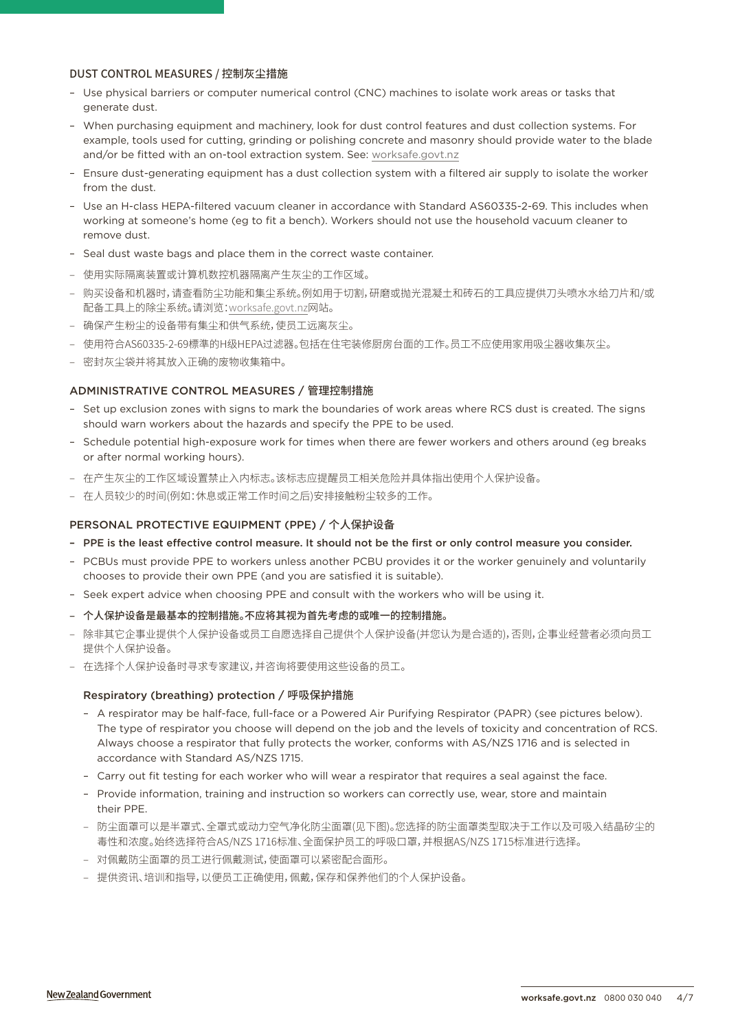## DUST CONTROL MEASURES / 控制灰尘措施

- Use physical barriers or computer numerical control (CNC) machines to isolate work areas or tasks that generate dust.
- When purchasing equipment and machinery, look for dust control features and dust collection systems. For example, tools used for cutting, grinding or polishing concrete and masonry should provide water to the blade and/or be fitted with an on-tool extraction system. See: worksafe.govt.nz
- Ensure dust-generating equipment has a dust collection system with a filtered air supply to isolate the worker from the dust.
- Use an H-class HEPA-filtered vacuum cleaner in accordance with Standard AS60335-2-69. This includes when working at someone's home (eg to fit a bench). Workers should not use the household vacuum cleaner to remove dust.
- Seal dust waste bags and place them in the correct waste container.

- 使用实际隔离装置或计算机数控机器隔离产生灰尘的工作区域。
- 购买设备和机器时，请查看防尘功能和集尘系统。例如用于切割，研磨或抛光混凝土和砖石的工具应提供刀头喷水水给刀片和/或配备工具上的除尘系统。请浏览：worksafe.govt.nz网站。
- 确保产生粉尘的设备带有集尘和供气系统，使员工远离灰尘。
- 使用符合AS60335-2-69標準的H级HEPA过滤器。包括在住宅装修厨房台面的工作。员工不应使用家用吸尘器收集灰尘。
- 密封灰尘袋并将其放入正确的废物收集箱中。

## ADMINISTRATIVE CONTROL MEASURES / 管理控制措施

- Set up exclusion zones with signs to mark the boundaries of work areas where RCS dust is created. The signs should warn workers about the hazards and specify the PPE to be used.
- Schedule potential high-exposure work for times when there are fewer workers and others around (eg breaks or after normal working hours).

- 在产生灰尘的工作区域设置禁止入内标志。该标志应提醒员工相关危险并具体指出使用个人保护设备。
- 在人员较少的时间(例如：休息或正常工作时间之后)安排接触粉尘较多的工作。

## PERSONAL PROTECTIVE EQUIPMENT (PPE) / 个人保护设备

- **PPE is the least effective control measure. It should not be the first or only control measure you consider.**
- PCBUs must provide PPE to workers unless another PCBU provides it or the worker genuinely and voluntarily chooses to provide their own PPE (and you are satisfied it is suitable).
- Seek expert advice when choosing PPE and consult with the workers who will be using it.

- **个人保护设备是最基本的控制措施。不应将其视为首先考虑的或唯一的控制措施。**
- 除非其它企事业提供个人保护设备或员工自愿选择自己提供个人保护设备(并您认为是合适的)，否则，企事业经营者必须向员工提供个人保护设备。
- 在选择个人保护设备时寻求专家建议，并咨询将要使用这些设备的员工。

### Respiratory (breathing) protection / 呼吸保护措施

- A respirator may be half-face, full-face or a Powered Air Purifying Respirator (PAPR) (see pictures below). The type of respirator you choose will depend on the job and the levels of toxicity and concentration of RCS. Always choose a respirator that fully protects the worker, conforms with AS/NZS 1716 and is selected in accordance with Standard AS/NZS 1715.
- Carry out fit testing for each worker who will wear a respirator that requires a seal against the face.
- Provide information, training and instruction so workers can correctly use, wear, store and maintain their PPE.

- 防尘面罩可以是半罩式、全罩式或动力空气净化防尘面罩(见下图)。您选择的防尘面罩类型取决于工作以及可吸入结晶矽尘的毒性和浓度。始终选择符合AS/NZS 1716标准、全面保护员工的呼吸口罩，并根据AS/NZS 1715标准进行选择。
- 对佩戴防尘面罩的员工进行佩戴测试，使面罩可以紧密配合面形。
- 提供资讯、培训和指导，以便员工正确使用，佩戴，保存和保养他们的个人保护设备。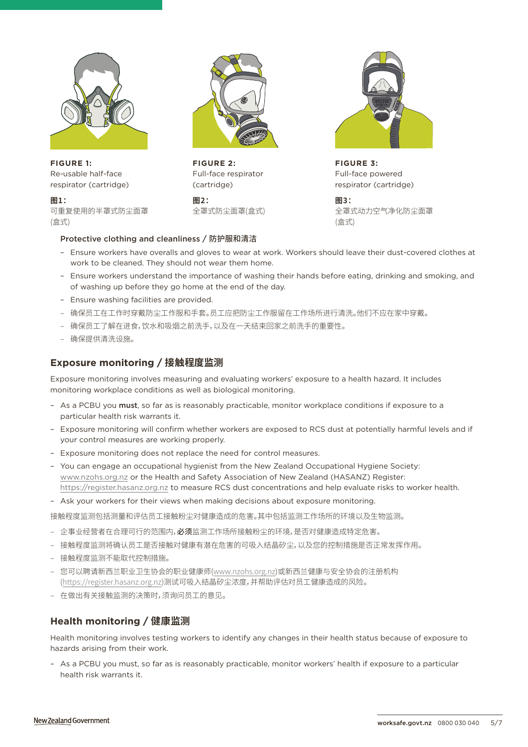**FIGURE 1:**
Re-usable half-face respirator (cartridge)

**图1：**
可重复使用的半罩式防尘面罩(盒式)

**FIGURE 2:**
Full-face respirator (cartridge)

**图2：**
全罩式防尘面罩(盒式)

**FIGURE 3:**
Full-face powered respirator (cartridge)

**图3：**
全罩式动力空气净化防尘面罩(盒式)

### Protective clothing and cleanliness / 防护服和清洁

- Ensure workers have overalls and gloves to wear at work. Workers should leave their dust-covered clothes at work to be cleaned. They should not wear them home.
- Ensure workers understand the importance of washing their hands before eating, drinking and smoking, and of washing up before they go home at the end of the day.
- Ensure washing facilities are provided.
- 确保员工在工作时穿戴防尘工作服和手套。员工应把防尘工作服留在工作场所进行清洗。他们不应在家中穿戴。
- 确保员工了解在进食，饮水和吸烟之前洗手，以及在一天结束回家之前洗手的重要性。
- 确保提供清洗设施。

## Exposure monitoring / 接触程度监测

Exposure monitoring involves measuring and evaluating workers' exposure to a health hazard. It includes monitoring workplace conditions as well as biological monitoring.

- As a PCBU you **must**, so far as is reasonably practicable, monitor workplace conditions if exposure to a particular health risk warrants it.
- Exposure monitoring will confirm whether workers are exposed to RCS dust at potentially harmful levels and if your control measures are working properly.
- Exposure monitoring does not replace the need for control measures.
- You can engage an occupational hygienist from the New Zealand Occupational Hygiene Society: www.nzohs.org.nz or the Health and Safety Association of New Zealand (HASANZ) Register: https://register.hasanz.org.nz to measure RCS dust concentrations and help evaluate risks to worker health.
- Ask your workers for their views when making decisions about exposure monitoring.

接触程度监测包括测量和评估员工接触粉尘对健康造成的危害。其中包括监测工作场所的环境以及生物监测。

- 企事业经营者在合理可行的范围内，**必须**监测工作场所接触粉尘的环境，是否对健康造成特定危害。
- 接触程度监测将确认员工是否接触对健康有潜在危害的可吸入结晶矽尘，以及您的控制措施是否正常发挥作用。
- 接触程度监测不能取代控制措施。
- 您可以聘请新西兰职业卫生协会的职业健康师(www.nzohs.org.nz)或新西兰健康与安全协会的注册机构(https://register.hasanz.org.nz)测试可吸入结晶矽尘浓度，并帮助评估对员工健康造成的风险。
- 在做出有关接触监测的决策时，须询问员工的意见。

## Health monitoring / 健康监测

Health monitoring involves testing workers to identify any changes in their health status because of exposure to hazards arising from their work.

- As a PCBU you must, so far as is reasonably practicable, monitor workers' health if exposure to a particular health risk warrants it.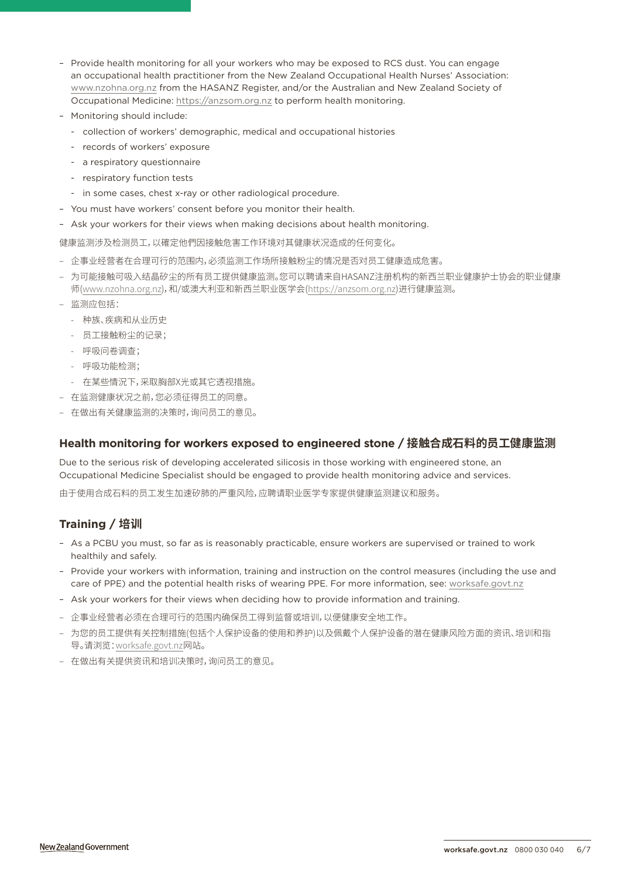- Provide health monitoring for all your workers who may be exposed to RCS dust. You can engage an occupational health practitioner from the New Zealand Occupational Health Nurses' Association: www.nzohna.org.nz from the HASANZ Register, and/or the Australian and New Zealand Society of Occupational Medicine: https://anzsom.org.nz to perform health monitoring.
- Monitoring should include:
  - collection of workers' demographic, medical and occupational histories
  - records of workers' exposure
  - a respiratory questionnaire
  - respiratory function tests
  - in some cases, chest x-ray or other radiological procedure.
- You must have workers' consent before you monitor their health.
- Ask your workers for their views when making decisions about health monitoring.

健康监测涉及检测员工，以确定他們因接触危害工作环境对其健康状况造成的任何变化。

- 企事业经营者在合理可行的范围内，必须监测工作场所接触粉尘的情况是否对员工健康造成危害。
- 为可能接触可吸入结晶矽尘的所有员工提供健康监测。您可以聘请来自HASANZ注册机构的新西兰职业健康护士协会的职业健康师(www.nzohna.org.nz)，和/或澳大利亚和新西兰职业医学会(https://anzsom.org.nz)进行健康监测。
- 监测应包括：
  - 种族、疾病和从业历史
  - 员工接触粉尘的记录；
  - 呼吸问卷调查；
  - 呼吸功能检测；
  - 在某些情况下，采取胸部X光或其它透视措施。
- 在监测健康状况之前，您必须征得员工的同意。
- 在做出有关健康监测的决策时，询问员工的意见。

## Health monitoring for workers exposed to engineered stone / 接触合成石料的员工健康监测

Due to the serious risk of developing accelerated silicosis in those working with engineered stone, an Occupational Medicine Specialist should be engaged to provide health monitoring advice and services.

由于使用合成石料的员工发生加速矽肺的严重风险，应聘请职业医学专家提供健康监测建议和服务。

## Training / 培训

- As a PCBU you must, so far as is reasonably practicable, ensure workers are supervised or trained to work healthily and safely.
- Provide your workers with information, training and instruction on the control measures (including the use and care of PPE) and the potential health risks of wearing PPE. For more information, see: worksafe.govt.nz
- Ask your workers for their views when deciding how to provide information and training.
- 企事业经营者必须在合理可行的范围内确保员工得到监督或培训，以便健康安全地工作。
- 为您的员工提供有关控制措施(包括个人保护设备的使用和养护)以及佩戴个人保护设备的潜在健康风险方面的资讯、培训和指导。请浏览：worksafe.govt.nz网站。
- 在做出有关提供资讯和培训决策时，询问员工的意见。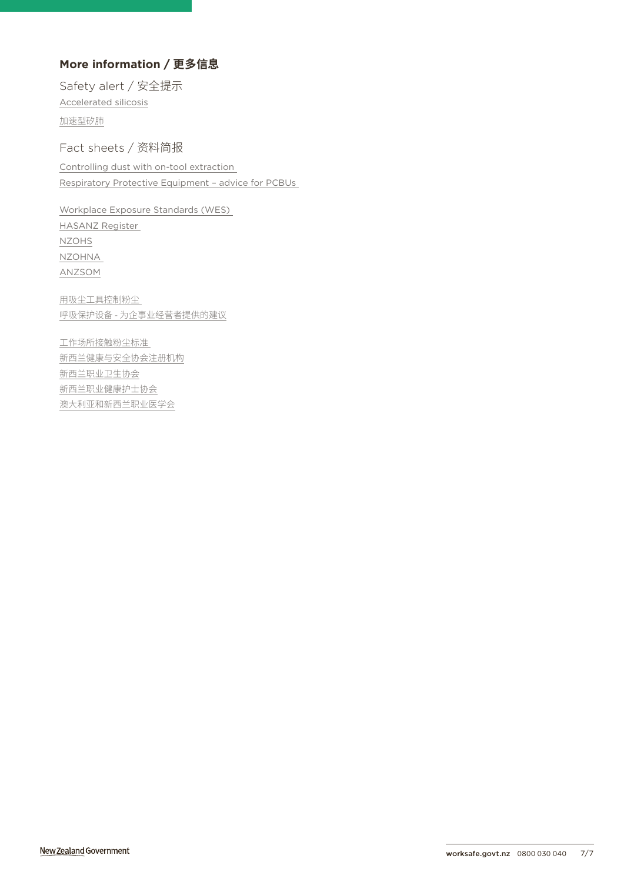## More information / 更多信息

### Safety alert / 安全提示

Accelerated silicosis

加速型矽肺

### Fact sheets / 资料简报

Controlling dust with on-tool extraction

Respiratory Protective Equipment – advice for PCBUs

Workplace Exposure Standards (WES)

HASANZ Register

NZOHS

NZOHNA

ANZSOM

用吸尘工具控制粉尘

呼吸保护设备 - 为企事业经营者提供的建议

工作场所接触粉尘标准

新西兰健康与安全协会注册机构

新西兰职业卫生协会

新西兰职业健康护士协会

澳大利亚和新西兰职业医学会